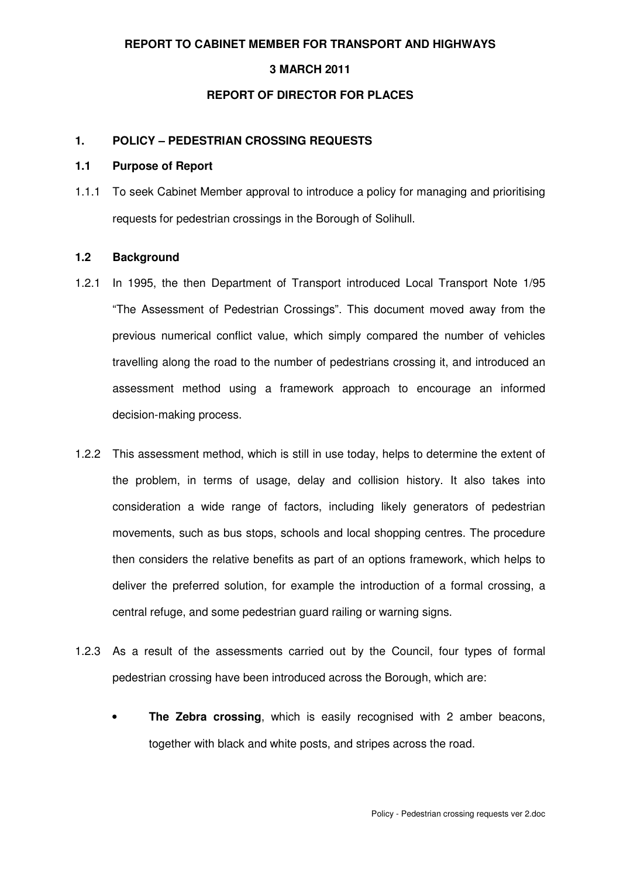**REPORT TO CABINET MEMBER FOR TRANSPORT AND HIGHWAYS**

**3 MARCH 2011**

**REPORT OF DIRECTOR FOR PLACES**

## 1. POLICY – PEDESTRIAN CROSSING REQUESTS

### 1.1 Purpose of Report

1.1.1 To seek Cabinet Member approval to introduce a policy for managing and prioritising requests for pedestrian crossings in the Borough of Solihull.

### 1.2 Background

1.2.1 In 1995, the then Department of Transport introduced Local Transport Note 1/95 "The Assessment of Pedestrian Crossings". This document moved away from the previous numerical conflict value, which simply compared the number of vehicles travelling along the road to the number of pedestrians crossing it, and introduced an assessment method using a framework approach to encourage an informed decision-making process.

1.2.2 This assessment method, which is still in use today, helps to determine the extent of the problem, in terms of usage, delay and collision history. It also takes into consideration a wide range of factors, including likely generators of pedestrian movements, such as bus stops, schools and local shopping centres. The procedure then considers the relative benefits as part of an options framework, which helps to deliver the preferred solution, for example the introduction of a formal crossing, a central refuge, and some pedestrian guard railing or warning signs.

1.2.3 As a result of the assessments carried out by the Council, four types of formal pedestrian crossing have been introduced across the Borough, which are:

- **The Zebra crossing**, which is easily recognised with 2 amber beacons, together with black and white posts, and stripes across the road.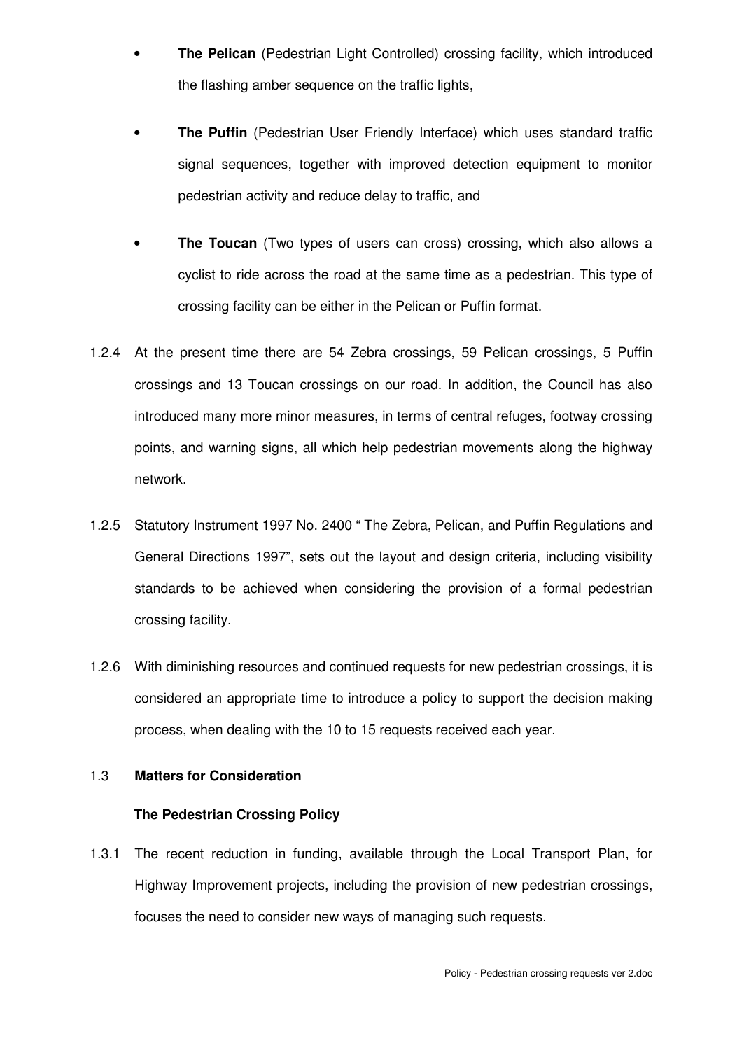- **The Pelican** (Pedestrian Light Controlled) crossing facility, which introduced the flashing amber sequence on the traffic lights,

- **The Puffin** (Pedestrian User Friendly Interface) which uses standard traffic signal sequences, together with improved detection equipment to monitor pedestrian activity and reduce delay to traffic, and

- **The Toucan** (Two types of users can cross) crossing, which also allows a cyclist to ride across the road at the same time as a pedestrian. This type of crossing facility can be either in the Pelican or Puffin format.

1.2.4 At the present time there are 54 Zebra crossings, 59 Pelican crossings, 5 Puffin crossings and 13 Toucan crossings on our road. In addition, the Council has also introduced many more minor measures, in terms of central refuges, footway crossing points, and warning signs, all which help pedestrian movements along the highway network.

1.2.5 Statutory Instrument 1997 No. 2400 " The Zebra, Pelican, and Puffin Regulations and General Directions 1997", sets out the layout and design criteria, including visibility standards to be achieved when considering the provision of a formal pedestrian crossing facility.

1.2.6 With diminishing resources and continued requests for new pedestrian crossings, it is considered an appropriate time to introduce a policy to support the decision making process, when dealing with the 10 to 15 requests received each year.

### 1.3 Matters for Consideration

**The Pedestrian Crossing Policy**

1.3.1 The recent reduction in funding, available through the Local Transport Plan, for Highway Improvement projects, including the provision of new pedestrian crossings, focuses the need to consider new ways of managing such requests.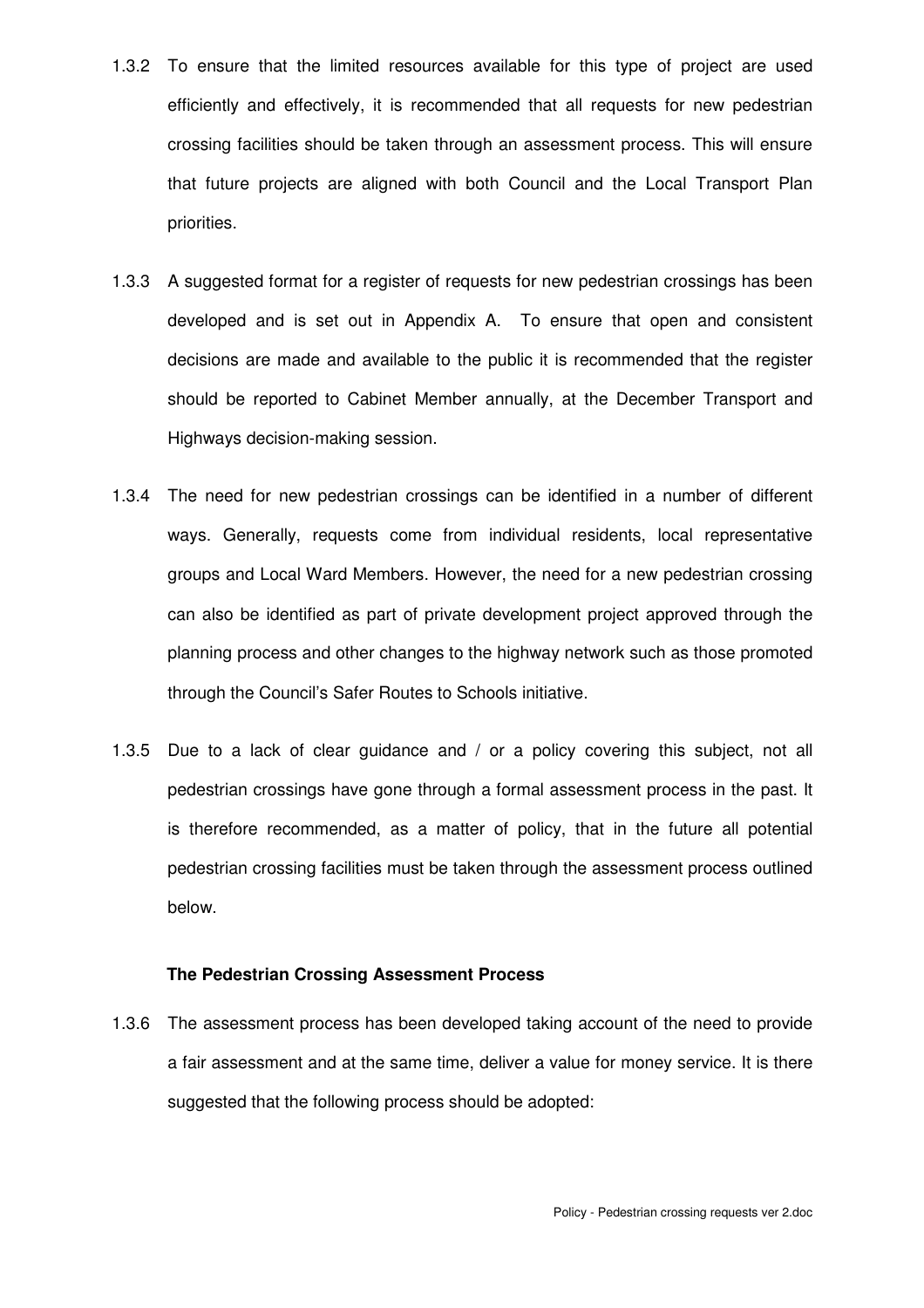1.3.2 To ensure that the limited resources available for this type of project are used efficiently and effectively, it is recommended that all requests for new pedestrian crossing facilities should be taken through an assessment process. This will ensure that future projects are aligned with both Council and the Local Transport Plan priorities.

1.3.3 A suggested format for a register of requests for new pedestrian crossings has been developed and is set out in Appendix A. To ensure that open and consistent decisions are made and available to the public it is recommended that the register should be reported to Cabinet Member annually, at the December Transport and Highways decision-making session.

1.3.4 The need for new pedestrian crossings can be identified in a number of different ways. Generally, requests come from individual residents, local representative groups and Local Ward Members. However, the need for a new pedestrian crossing can also be identified as part of private development project approved through the planning process and other changes to the highway network such as those promoted through the Council's Safer Routes to Schools initiative.

1.3.5 Due to a lack of clear guidance and / or a policy covering this subject, not all pedestrian crossings have gone through a formal assessment process in the past. It is therefore recommended, as a matter of policy, that in the future all potential pedestrian crossing facilities must be taken through the assessment process outlined below.

**The Pedestrian Crossing Assessment Process**

1.3.6 The assessment process has been developed taking account of the need to provide a fair assessment and at the same time, deliver a value for money service. It is there suggested that the following process should be adopted: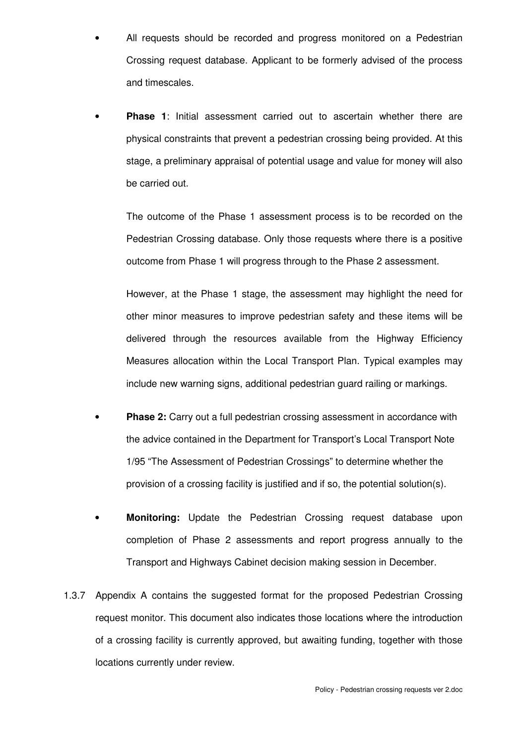- All requests should be recorded and progress monitored on a Pedestrian Crossing request database. Applicant to be formerly advised of the process and timescales.

- **Phase 1**: Initial assessment carried out to ascertain whether there are physical constraints that prevent a pedestrian crossing being provided. At this stage, a preliminary appraisal of potential usage and value for money will also be carried out.

  The outcome of the Phase 1 assessment process is to be recorded on the Pedestrian Crossing database. Only those requests where there is a positive outcome from Phase 1 will progress through to the Phase 2 assessment.

  However, at the Phase 1 stage, the assessment may highlight the need for other minor measures to improve pedestrian safety and these items will be delivered through the resources available from the Highway Efficiency Measures allocation within the Local Transport Plan. Typical examples may include new warning signs, additional pedestrian guard railing or markings.

- **Phase 2:** Carry out a full pedestrian crossing assessment in accordance with the advice contained in the Department for Transport's Local Transport Note 1/95 "The Assessment of Pedestrian Crossings" to determine whether the provision of a crossing facility is justified and if so, the potential solution(s).

- **Monitoring:** Update the Pedestrian Crossing request database upon completion of Phase 2 assessments and report progress annually to the Transport and Highways Cabinet decision making session in December.

1.3.7 Appendix A contains the suggested format for the proposed Pedestrian Crossing request monitor. This document also indicates those locations where the introduction of a crossing facility is currently approved, but awaiting funding, together with those locations currently under review.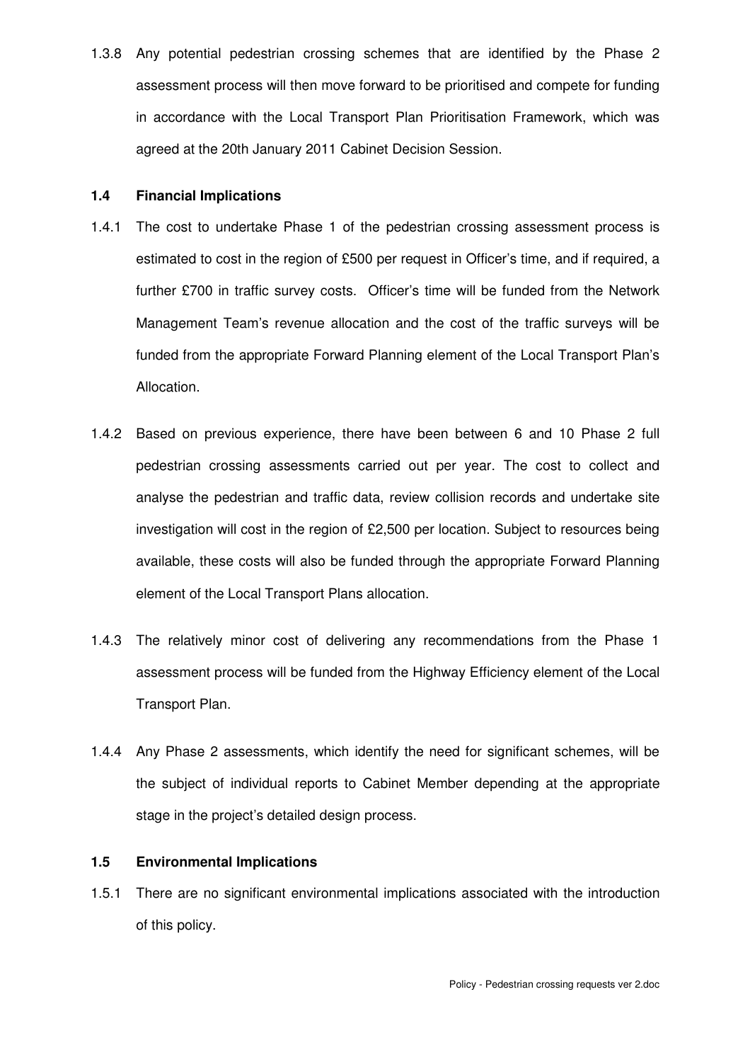1.3.8 Any potential pedestrian crossing schemes that are identified by the Phase 2 assessment process will then move forward to be prioritised and compete for funding in accordance with the Local Transport Plan Prioritisation Framework, which was agreed at the 20th January 2011 Cabinet Decision Session.

### 1.4 Financial Implications

1.4.1 The cost to undertake Phase 1 of the pedestrian crossing assessment process is estimated to cost in the region of £500 per request in Officer's time, and if required, a further £700 in traffic survey costs. Officer's time will be funded from the Network Management Team's revenue allocation and the cost of the traffic surveys will be funded from the appropriate Forward Planning element of the Local Transport Plan's Allocation.

1.4.2 Based on previous experience, there have been between 6 and 10 Phase 2 full pedestrian crossing assessments carried out per year. The cost to collect and analyse the pedestrian and traffic data, review collision records and undertake site investigation will cost in the region of £2,500 per location. Subject to resources being available, these costs will also be funded through the appropriate Forward Planning element of the Local Transport Plans allocation.

1.4.3 The relatively minor cost of delivering any recommendations from the Phase 1 assessment process will be funded from the Highway Efficiency element of the Local Transport Plan.

1.4.4 Any Phase 2 assessments, which identify the need for significant schemes, will be the subject of individual reports to Cabinet Member depending at the appropriate stage in the project's detailed design process.

### 1.5 Environmental Implications

1.5.1 There are no significant environmental implications associated with the introduction of this policy.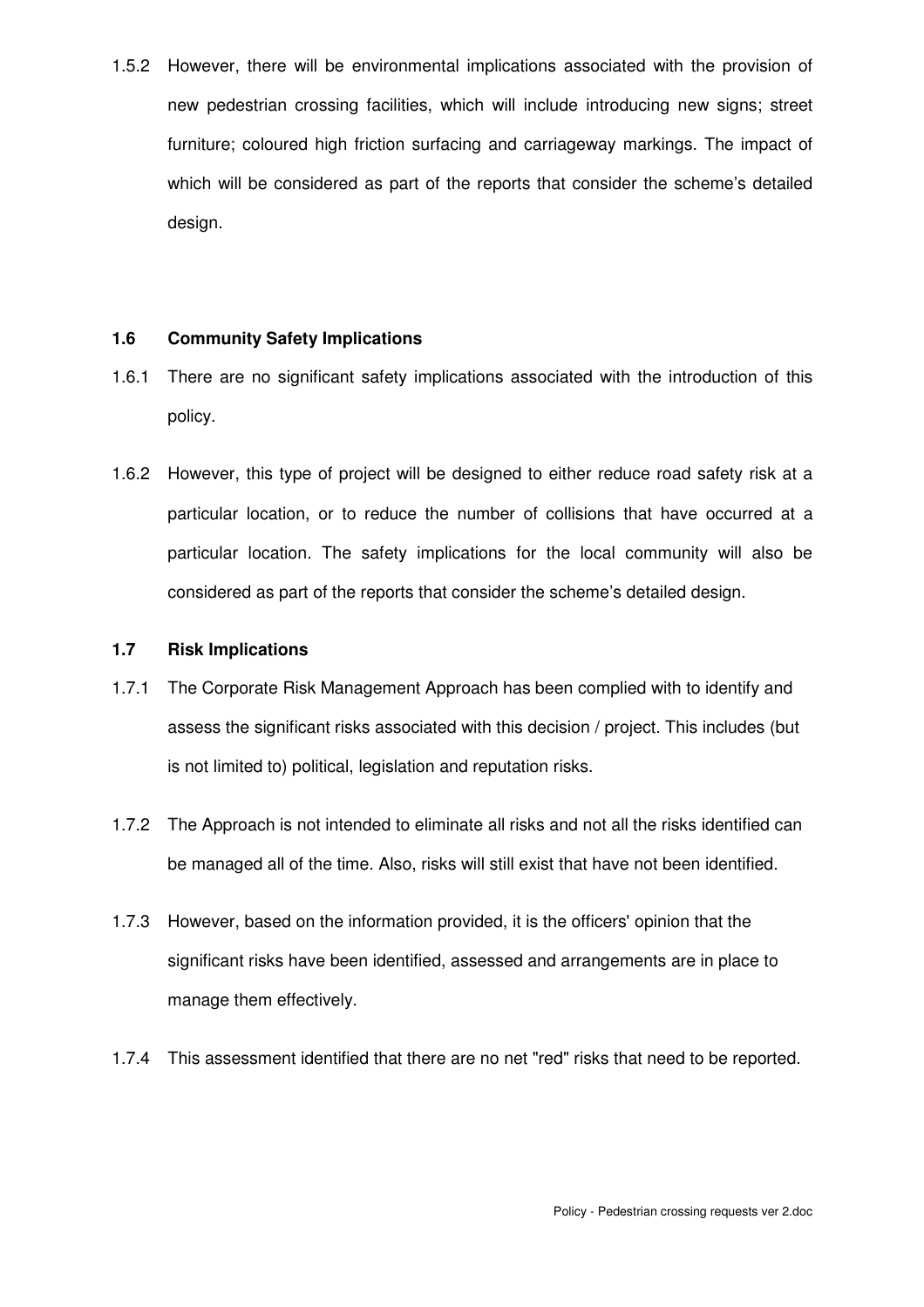1.5.2 However, there will be environmental implications associated with the provision of new pedestrian crossing facilities, which will include introducing new signs; street furniture; coloured high friction surfacing and carriageway markings. The impact of which will be considered as part of the reports that consider the scheme's detailed design.

### 1.6 Community Safety Implications

1.6.1 There are no significant safety implications associated with the introduction of this policy.

1.6.2 However, this type of project will be designed to either reduce road safety risk at a particular location, or to reduce the number of collisions that have occurred at a particular location. The safety implications for the local community will also be considered as part of the reports that consider the scheme's detailed design.

### 1.7 Risk Implications

1.7.1 The Corporate Risk Management Approach has been complied with to identify and assess the significant risks associated with this decision / project. This includes (but is not limited to) political, legislation and reputation risks.

1.7.2 The Approach is not intended to eliminate all risks and not all the risks identified can be managed all of the time. Also, risks will still exist that have not been identified.

1.7.3 However, based on the information provided, it is the officers' opinion that the significant risks have been identified, assessed and arrangements are in place to manage them effectively.

1.7.4 This assessment identified that there are no net "red" risks that need to be reported.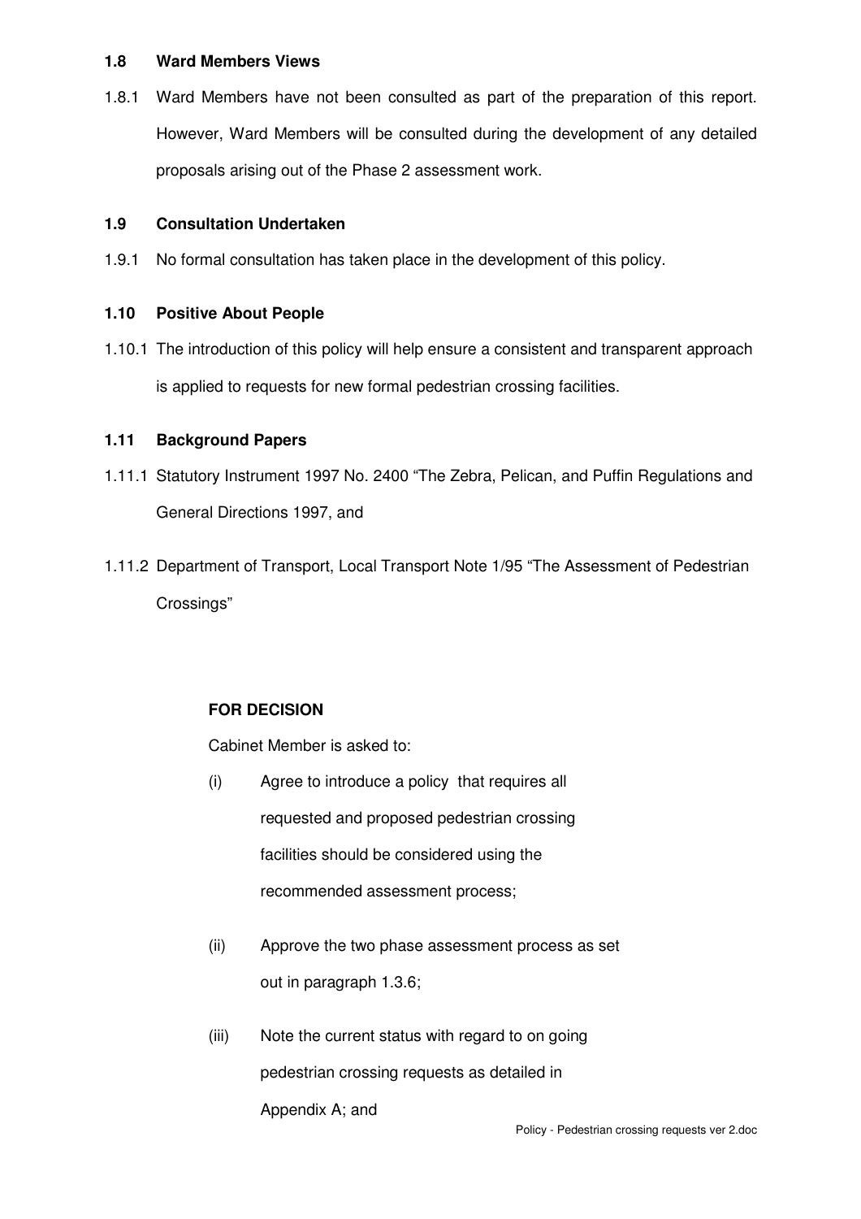### 1.8 Ward Members Views

1.8.1 Ward Members have not been consulted as part of the preparation of this report. However, Ward Members will be consulted during the development of any detailed proposals arising out of the Phase 2 assessment work.

### 1.9 Consultation Undertaken

1.9.1 No formal consultation has taken place in the development of this policy.

### 1.10 Positive About People

1.10.1 The introduction of this policy will help ensure a consistent and transparent approach is applied to requests for new formal pedestrian crossing facilities.

### 1.11 Background Papers

1.11.1 Statutory Instrument 1997 No. 2400 "The Zebra, Pelican, and Puffin Regulations and General Directions 1997, and

1.11.2 Department of Transport, Local Transport Note 1/95 "The Assessment of Pedestrian Crossings"

**FOR DECISION**

Cabinet Member is asked to:

(i) Agree to introduce a policy that requires all requested and proposed pedestrian crossing facilities should be considered using the recommended assessment process;

(ii) Approve the two phase assessment process as set out in paragraph 1.3.6;

(iii) Note the current status with regard to on going pedestrian crossing requests as detailed in Appendix A; and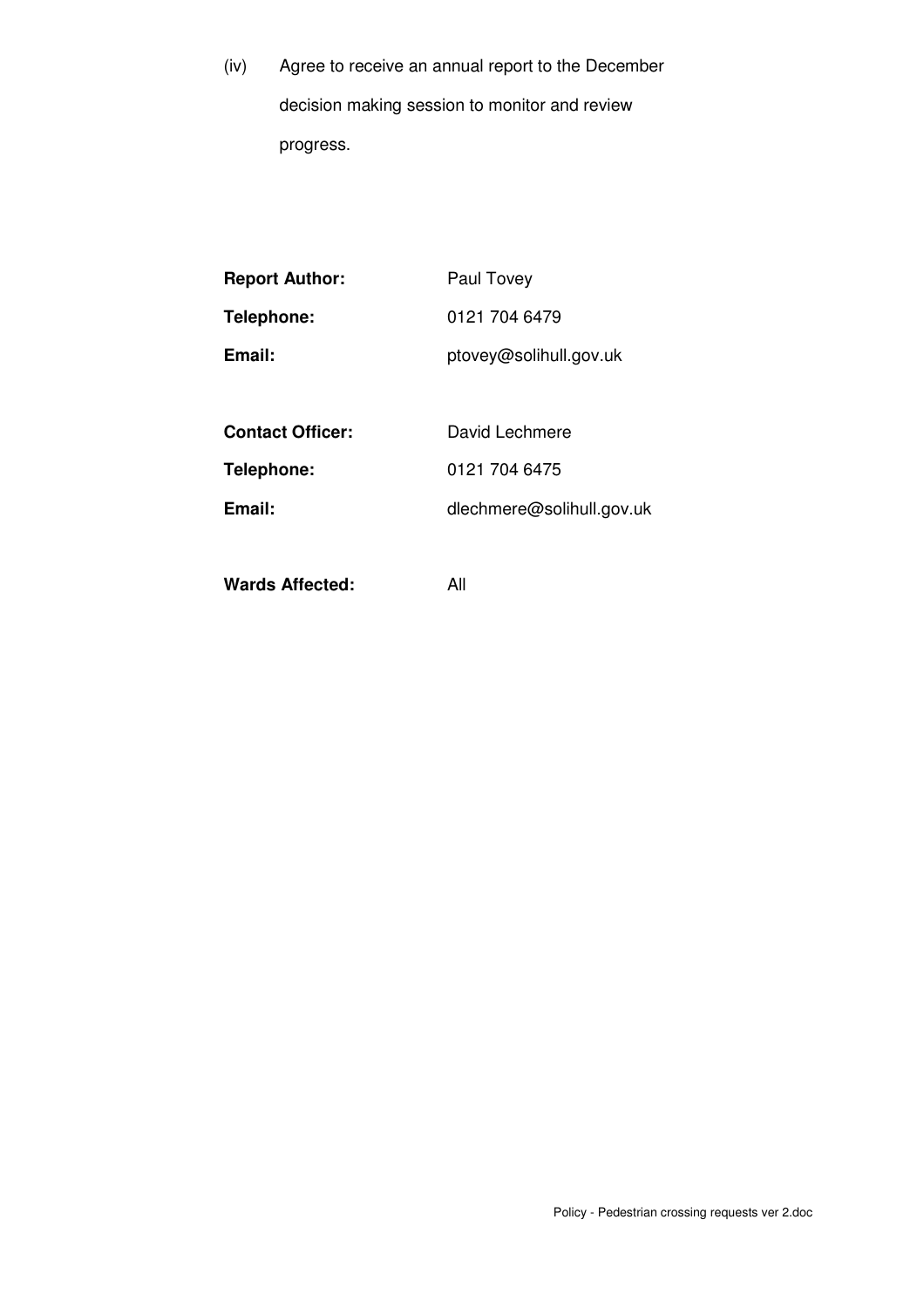(iv) Agree to receive an annual report to the December decision making session to monitor and review progress.

| | |
|---|---|
| **Report Author:** | Paul Tovey |
| **Telephone:** | 0121 704 6479 |
| **Email:** | ptovey@solihull.gov.uk |
| | |
| **Contact Officer:** | David Lechmere |
| **Telephone:** | 0121 704 6475 |
| **Email:** | dlechmere@solihull.gov.uk |
| | |
| **Wards Affected:** | All |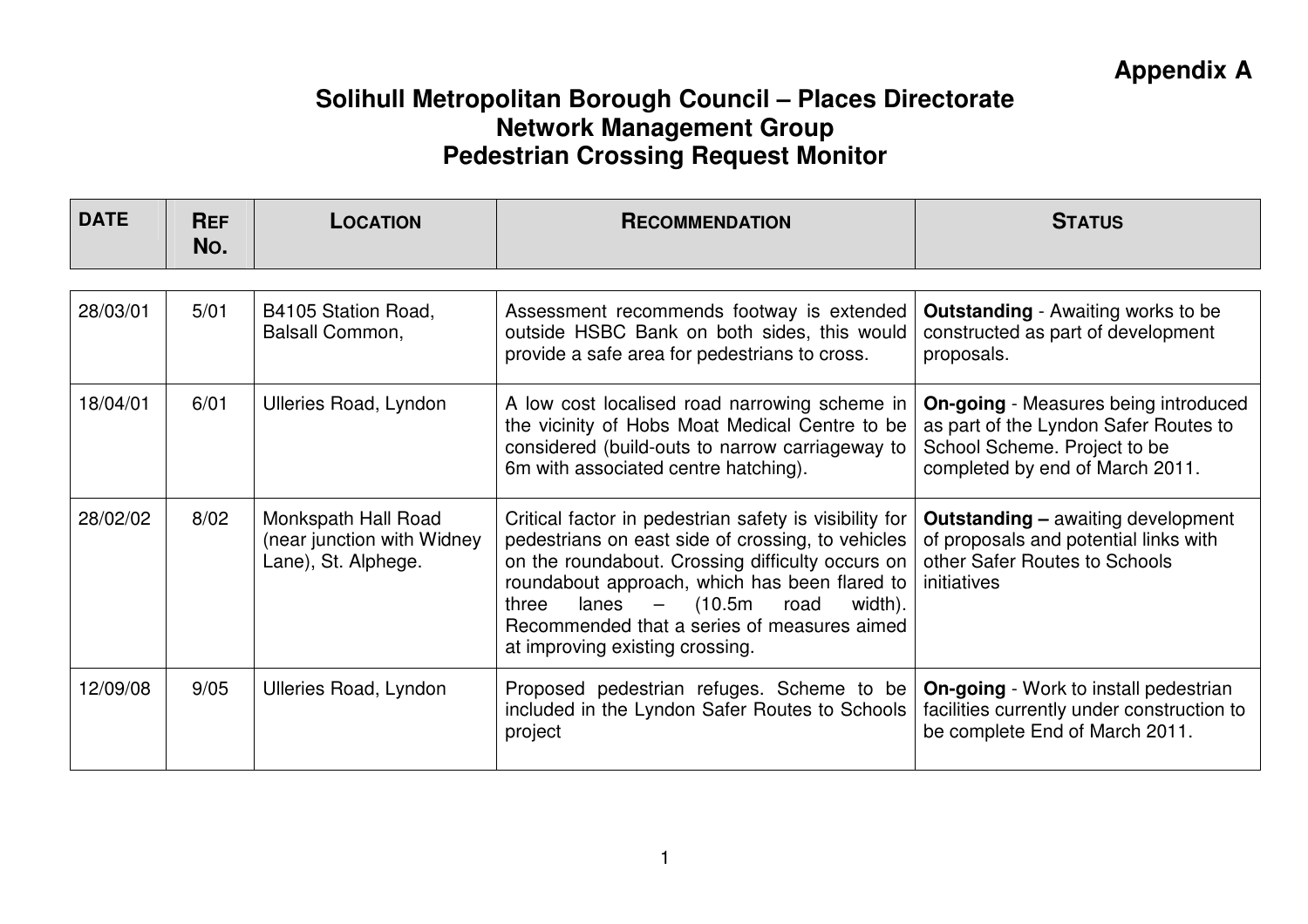**Appendix A**

# Solihull Metropolitan Borough Council – Places Directorate
## Network Management Group
## Pedestrian Crossing Request Monitor

| DATE | REF No. | LOCATION | RECOMMENDATION | STATUS |
|---|---|---|---|---|
| 28/03/01 | 5/01 | B4105 Station Road, Balsall Common, | Assessment recommends footway is extended outside HSBC Bank on both sides, this would provide a safe area for pedestrians to cross. | **Outstanding** - Awaiting works to be constructed as part of development proposals. |
| 18/04/01 | 6/01 | Ulleries Road, Lyndon | A low cost localised road narrowing scheme in the vicinity of Hobs Moat Medical Centre to be considered (build-outs to narrow carriageway to 6m with associated centre hatching). | **On-going** - Measures being introduced as part of the Lyndon Safer Routes to School Scheme. Project to be completed by end of March 2011. |
| 28/02/02 | 8/02 | Monkspath Hall Road (near junction with Widney Lane), St. Alphege. | Critical factor in pedestrian safety is visibility for pedestrians on east side of crossing, to vehicles on the roundabout. Crossing difficulty occurs on roundabout approach, which has been flared to three lanes – (10.5m road width). Recommended that a series of measures aimed at improving existing crossing. | **Outstanding –** awaiting development of proposals and potential links with other Safer Routes to Schools initiatives |
| 12/09/08 | 9/05 | Ulleries Road, Lyndon | Proposed pedestrian refuges. Scheme to be included in the Lyndon Safer Routes to Schools project | **On-going** - Work to install pedestrian facilities currently under construction to be complete End of March 2011. |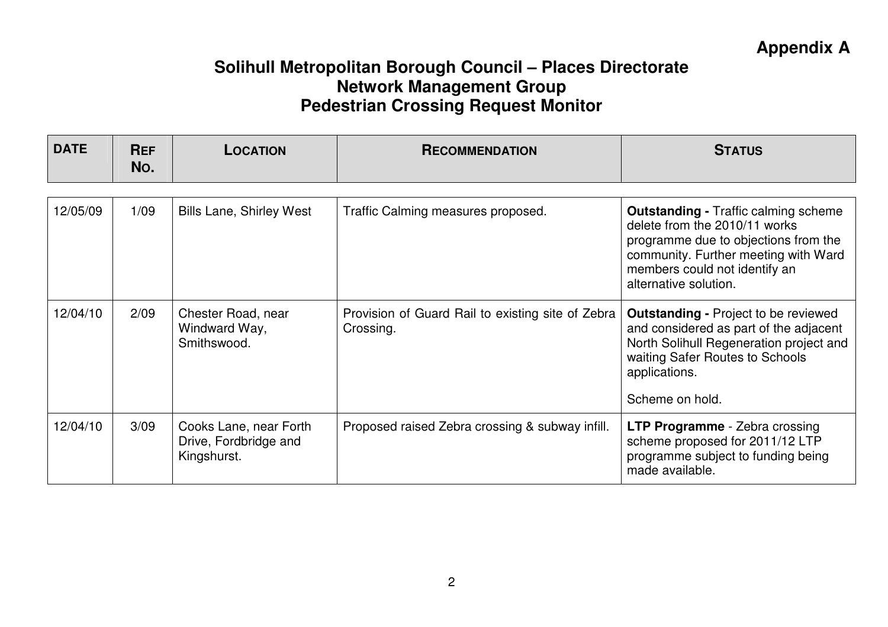**Appendix A**

# Solihull Metropolitan Borough Council – Places Directorate
## Network Management Group
## Pedestrian Crossing Request Monitor

| DATE | REF NO. | LOCATION | RECOMMENDATION | STATUS |
|---|---|---|---|---|
| 12/05/09 | 1/09 | Bills Lane, Shirley West | Traffic Calming measures proposed. | **Outstanding -** Traffic calming scheme delete from the 2010/11 works programme due to objections from the community. Further meeting with Ward members could not identify an alternative solution. |
| 12/04/10 | 2/09 | Chester Road, near Windward Way, Smithswood. | Provision of Guard Rail to existing site of Zebra Crossing. | **Outstanding -** Project to be reviewed and considered as part of the adjacent North Solihull Regeneration project and waiting Safer Routes to Schools applications.<br><br>Scheme on hold. |
| 12/04/10 | 3/09 | Cooks Lane, near Forth Drive, Fordbridge and Kingshurst. | Proposed raised Zebra crossing & subway infill. | **LTP Programme** - Zebra crossing scheme proposed for 2011/12 LTP programme subject to funding being made available. |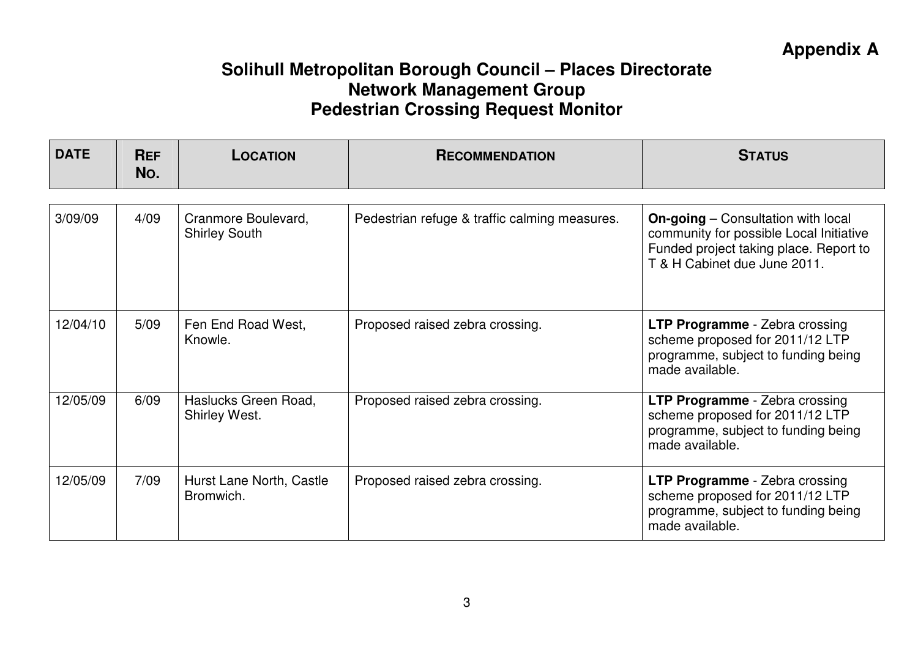**Appendix A**

# Solihull Metropolitan Borough Council – Places Directorate
## Network Management Group
## Pedestrian Crossing Request Monitor

| DATE | REF NO. | LOCATION | RECOMMENDATION | STATUS |
|---|---|---|---|---|
| 3/09/09 | 4/09 | Cranmore Boulevard, Shirley South | Pedestrian refuge & traffic calming measures. | **On-going** – Consultation with local community for possible Local Initiative Funded project taking place. Report to T & H Cabinet due June 2011. |
| 12/04/10 | 5/09 | Fen End Road West, Knowle. | Proposed raised zebra crossing. | **LTP Programme** - Zebra crossing scheme proposed for 2011/12 LTP programme, subject to funding being made available. |
| 12/05/09 | 6/09 | Haslucks Green Road, Shirley West. | Proposed raised zebra crossing. | **LTP Programme** - Zebra crossing scheme proposed for 2011/12 LTP programme, subject to funding being made available. |
| 12/05/09 | 7/09 | Hurst Lane North, Castle Bromwich. | Proposed raised zebra crossing. | **LTP Programme** - Zebra crossing scheme proposed for 2011/12 LTP programme, subject to funding being made available. |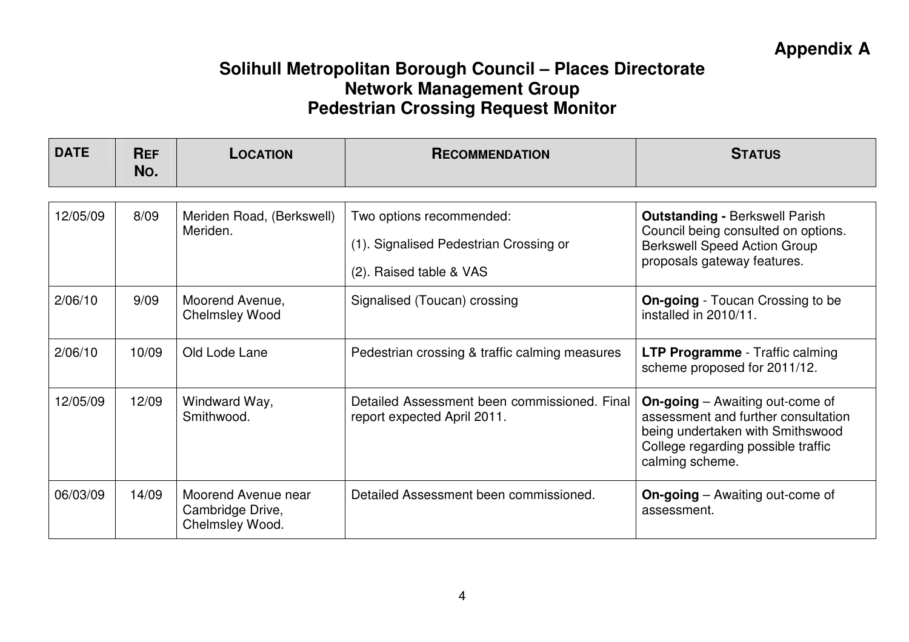**Appendix A**

# Solihull Metropolitan Borough Council – Places Directorate
## Network Management Group
## Pedestrian Crossing Request Monitor

| DATE | REF NO. | LOCATION | RECOMMENDATION | STATUS |
|---|---|---|---|---|
| 12/05/09 | 8/09 | Meriden Road, (Berkswell) Meriden. | Two options recommended:<br>(1). Signalised Pedestrian Crossing or<br>(2). Raised table & VAS | **Outstanding -** Berkswell Parish Council being consulted on options. Berkswell Speed Action Group proposals gateway features. |
| 2/06/10 | 9/09 | Moorend Avenue, Chelmsley Wood | Signalised (Toucan) crossing | **On-going** - Toucan Crossing to be installed in 2010/11. |
| 2/06/10 | 10/09 | Old Lode Lane | Pedestrian crossing & traffic calming measures | **LTP Programme** - Traffic calming scheme proposed for 2011/12. |
| 12/05/09 | 12/09 | Windward Way, Smithwood. | Detailed Assessment been commissioned. Final report expected April 2011. | **On-going** – Awaiting out-come of assessment and further consultation being undertaken with Smithswood College regarding possible traffic calming scheme. |
| 06/03/09 | 14/09 | Moorend Avenue near Cambridge Drive, Chelmsley Wood. | Detailed Assessment been commissioned. | **On-going** – Awaiting out-come of assessment. |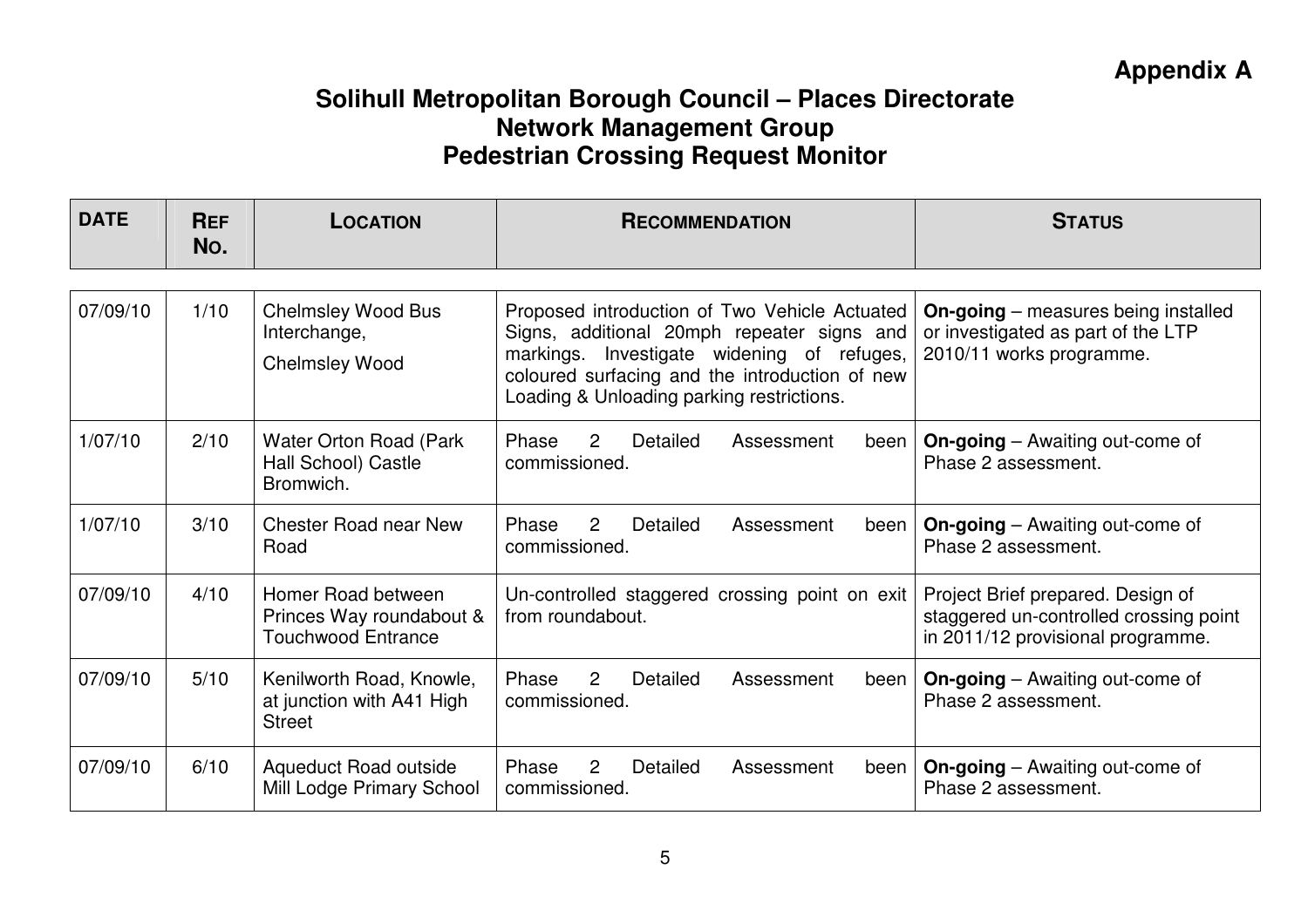**Appendix A**

# Solihull Metropolitan Borough Council – Places Directorate
## Network Management Group
## Pedestrian Crossing Request Monitor

| DATE | REF NO. | LOCATION | RECOMMENDATION | STATUS |
|---|---|---|---|---|
| 07/09/10 | 1/10 | Chelmsley Wood Bus Interchange, Chelmsley Wood | Proposed introduction of Two Vehicle Actuated Signs, additional 20mph repeater signs and markings. Investigate widening of refuges, coloured surfacing and the introduction of new Loading & Unloading parking restrictions. | **On-going** – measures being installed or investigated as part of the LTP 2010/11 works programme. |
| 1/07/10 | 2/10 | Water Orton Road (Park Hall School) Castle Bromwich. | Phase 2 Detailed Assessment been commissioned. | **On-going** – Awaiting out-come of Phase 2 assessment. |
| 1/07/10 | 3/10 | Chester Road near New Road | Phase 2 Detailed Assessment been commissioned. | **On-going** – Awaiting out-come of Phase 2 assessment. |
| 07/09/10 | 4/10 | Homer Road between Princes Way roundabout & Touchwood Entrance | Un-controlled staggered crossing point on exit from roundabout. | Project Brief prepared. Design of staggered un-controlled crossing point in 2011/12 provisional programme. |
| 07/09/10 | 5/10 | Kenilworth Road, Knowle, at junction with A41 High Street | Phase 2 Detailed Assessment been commissioned. | **On-going** – Awaiting out-come of Phase 2 assessment. |
| 07/09/10 | 6/10 | Aqueduct Road outside Mill Lodge Primary School | Phase 2 Detailed Assessment been commissioned. | **On-going** – Awaiting out-come of Phase 2 assessment. |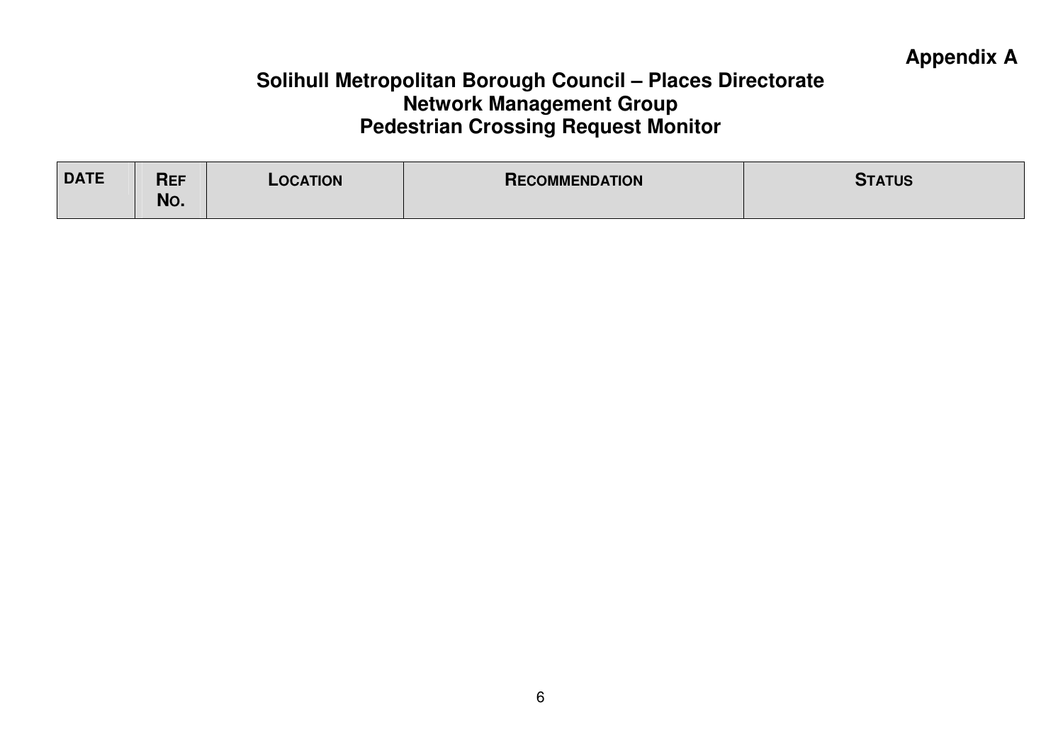**Appendix A**

# Solihull Metropolitan Borough Council – Places Directorate
## Network Management Group
## Pedestrian Crossing Request Monitor

| DATE | REF NO. | LOCATION | RECOMMENDATION | STATUS |
|---|---|---|---|---|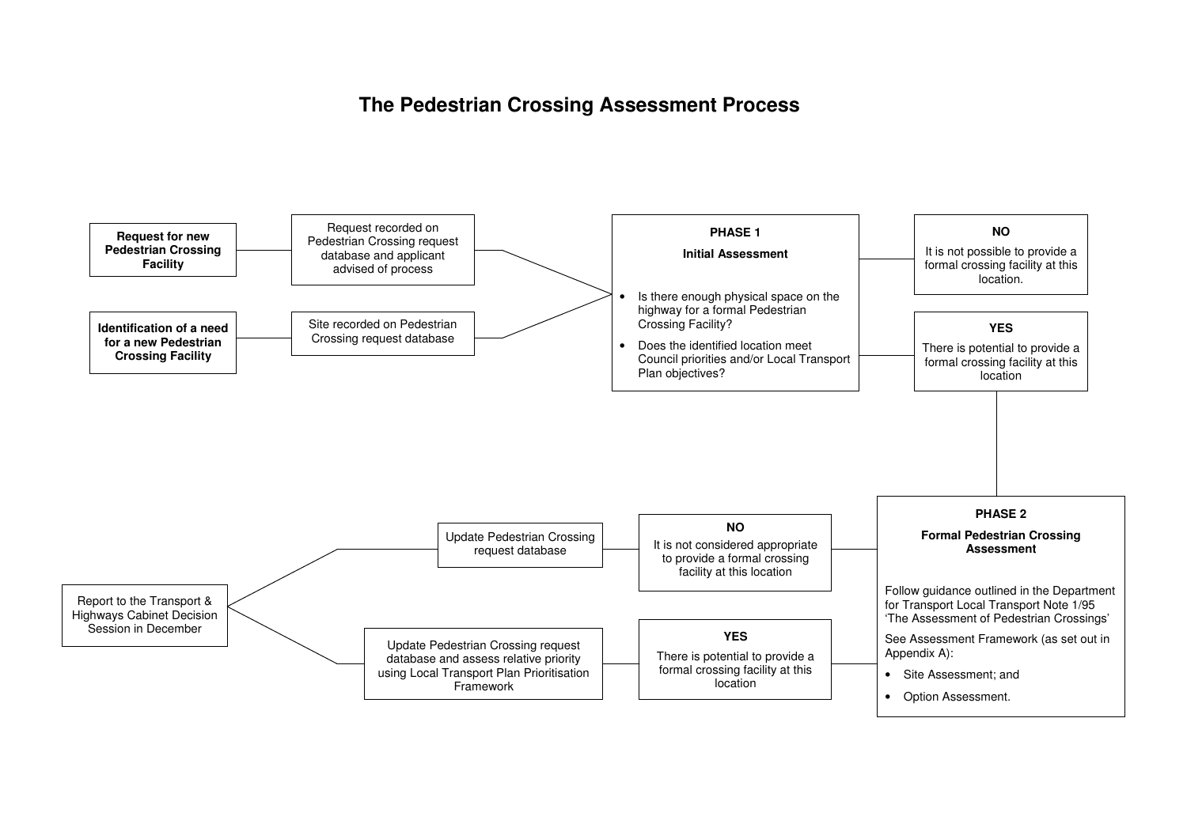# The Pedestrian Crossing Assessment Process

**Request for new Pedestrian Crossing Facility**

Request recorded on Pedestrian Crossing request database and applicant advised of process

**Identification of a need for a new Pedestrian Crossing Facility**

Site recorded on Pedestrian Crossing request database

**PHASE 1**

**Initial Assessment**

- Is there enough physical space on the highway for a formal Pedestrian Crossing Facility?
- Does the identified location meet Council priorities and/or Local Transport Plan objectives?

**NO**

It is not possible to provide a formal crossing facility at this location.

**YES**

There is potential to provide a formal crossing facility at this location

**PHASE 2**

**Formal Pedestrian Crossing Assessment**

Follow guidance outlined in the Department for Transport Local Transport Note 1/95 'The Assessment of Pedestrian Crossings'

See Assessment Framework (as set out in Appendix A):

- Site Assessment; and
- Option Assessment.

**NO**

It is not considered appropriate to provide a formal crossing facility at this location

Update Pedestrian Crossing request database

**YES**

There is potential to provide a formal crossing facility at this location

Update Pedestrian Crossing request database and assess relative priority using Local Transport Plan Prioritisation Framework

Report to the Transport & Highways Cabinet Decision Session in December